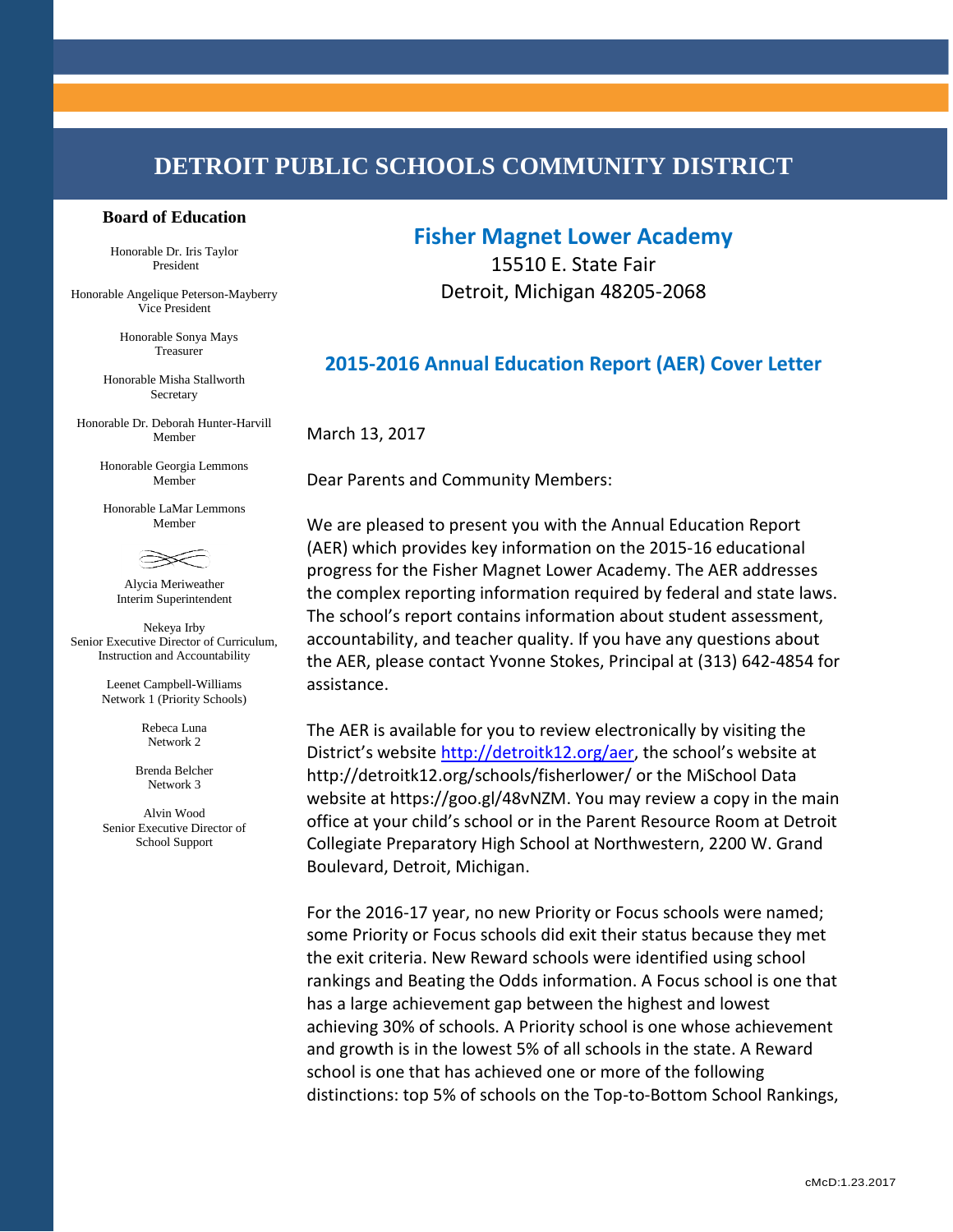# DETROIT PUBLIC SCHOOLS COMMUNITY DISTRICT

**Board of Education**

Honorable Dr. Iris Taylor
President

Honorable Angelique Peterson-Mayberry
Vice President

Honorable Sonya Mays
Treasurer

Honorable Misha Stallworth
Secretary

Honorable Dr. Deborah Hunter-Harvill
Member

Honorable Georgia Lemmons
Member

Honorable LaMar Lemmons
Member

Alycia Meriweather
Interim Superintendent

Nekeya Irby
Senior Executive Director of Curriculum, Instruction and Accountability

Leenet Campbell-Williams
Network 1 (Priority Schools)

Rebeca Luna
Network 2

Brenda Belcher
Network 3

Alvin Wood
Senior Executive Director of School Support

## Fisher Magnet Lower Academy

15510 E. State Fair
Detroit, Michigan 48205-2068

## 2015-2016 Annual Education Report (AER) Cover Letter

March 13, 2017

Dear Parents and Community Members:

We are pleased to present you with the Annual Education Report (AER) which provides key information on the 2015-16 educational progress for the Fisher Magnet Lower Academy. The AER addresses the complex reporting information required by federal and state laws. The school's report contains information about student assessment, accountability, and teacher quality. If you have any questions about the AER, please contact Yvonne Stokes, Principal at (313) 642-4854 for assistance.

The AER is available for you to review electronically by visiting the District's website http://detroitk12.org/aer, the school's website at http://detroitk12.org/schools/fisherlower/ or the MiSchool Data website at https://goo.gl/48vNZM. You may review a copy in the main office at your child's school or in the Parent Resource Room at Detroit Collegiate Preparatory High School at Northwestern, 2200 W. Grand Boulevard, Detroit, Michigan.

For the 2016-17 year, no new Priority or Focus schools were named; some Priority or Focus schools did exit their status because they met the exit criteria. New Reward schools were identified using school rankings and Beating the Odds information. A Focus school is one that has a large achievement gap between the highest and lowest achieving 30% of schools. A Priority school is one whose achievement and growth is in the lowest 5% of all schools in the state. A Reward school is one that has achieved one or more of the following distinctions: top 5% of schools on the Top-to-Bottom School Rankings,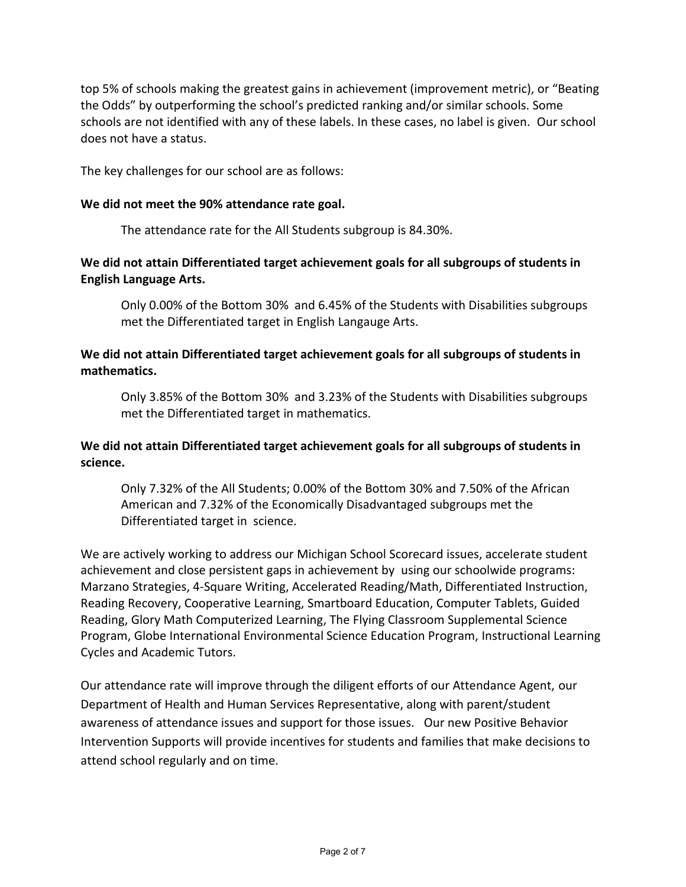top 5% of schools making the greatest gains in achievement (improvement metric), or "Beating the Odds" by outperforming the school's predicted ranking and/or similar schools. Some schools are not identified with any of these labels. In these cases, no label is given. Our school does not have a status.

The key challenges for our school are as follows:

**We did not meet the 90% attendance rate goal.**

The attendance rate for the All Students subgroup is 84.30%.

**We did not attain Differentiated target achievement goals for all subgroups of students in English Language Arts.**

Only 0.00% of the Bottom 30% and 6.45% of the Students with Disabilities subgroups met the Differentiated target in English Langauge Arts.

**We did not attain Differentiated target achievement goals for all subgroups of students in mathematics.**

Only 3.85% of the Bottom 30% and 3.23% of the Students with Disabilities subgroups met the Differentiated target in mathematics.

**We did not attain Differentiated target achievement goals for all subgroups of students in science.**

Only 7.32% of the All Students; 0.00% of the Bottom 30% and 7.50% of the African American and 7.32% of the Economically Disadvantaged subgroups met the Differentiated target in science.

We are actively working to address our Michigan School Scorecard issues, accelerate student achievement and close persistent gaps in achievement by using our schoolwide programs: Marzano Strategies, 4-Square Writing, Accelerated Reading/Math, Differentiated Instruction, Reading Recovery, Cooperative Learning, Smartboard Education, Computer Tablets, Guided Reading, Glory Math Computerized Learning, The Flying Classroom Supplemental Science Program, Globe International Environmental Science Education Program, Instructional Learning Cycles and Academic Tutors.

Our attendance rate will improve through the diligent efforts of our Attendance Agent, our Department of Health and Human Services Representative, along with parent/student awareness of attendance issues and support for those issues. Our new Positive Behavior Intervention Supports will provide incentives for students and families that make decisions to attend school regularly and on time.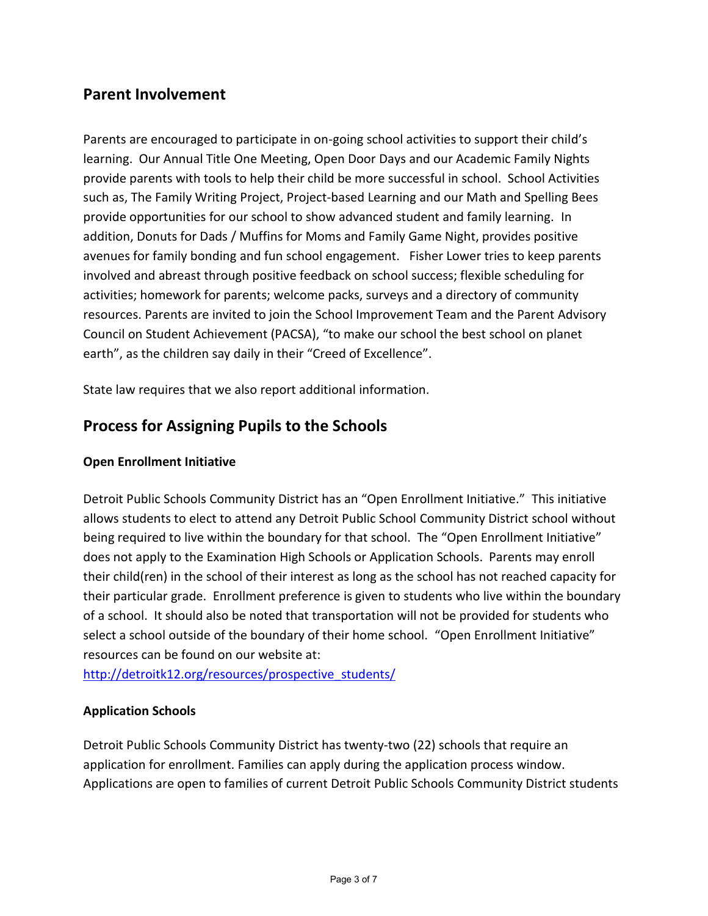## Parent Involvement

Parents are encouraged to participate in on-going school activities to support their child's learning. Our Annual Title One Meeting, Open Door Days and our Academic Family Nights provide parents with tools to help their child be more successful in school. School Activities such as, The Family Writing Project, Project-based Learning and our Math and Spelling Bees provide opportunities for our school to show advanced student and family learning. In addition, Donuts for Dads / Muffins for Moms and Family Game Night, provides positive avenues for family bonding and fun school engagement. Fisher Lower tries to keep parents involved and abreast through positive feedback on school success; flexible scheduling for activities; homework for parents; welcome packs, surveys and a directory of community resources. Parents are invited to join the School Improvement Team and the Parent Advisory Council on Student Achievement (PACSA), "to make our school the best school on planet earth", as the children say daily in their "Creed of Excellence".

State law requires that we also report additional information.

## Process for Assigning Pupils to the Schools

### Open Enrollment Initiative

Detroit Public Schools Community District has an "Open Enrollment Initiative." This initiative allows students to elect to attend any Detroit Public School Community District school without being required to live within the boundary for that school. The "Open Enrollment Initiative" does not apply to the Examination High Schools or Application Schools. Parents may enroll their child(ren) in the school of their interest as long as the school has not reached capacity for their particular grade. Enrollment preference is given to students who live within the boundary of a school. It should also be noted that transportation will not be provided for students who select a school outside of the boundary of their home school. "Open Enrollment Initiative" resources can be found on our website at:
http://detroitk12.org/resources/prospective_students/

### Application Schools

Detroit Public Schools Community District has twenty-two (22) schools that require an application for enrollment. Families can apply during the application process window. Applications are open to families of current Detroit Public Schools Community District students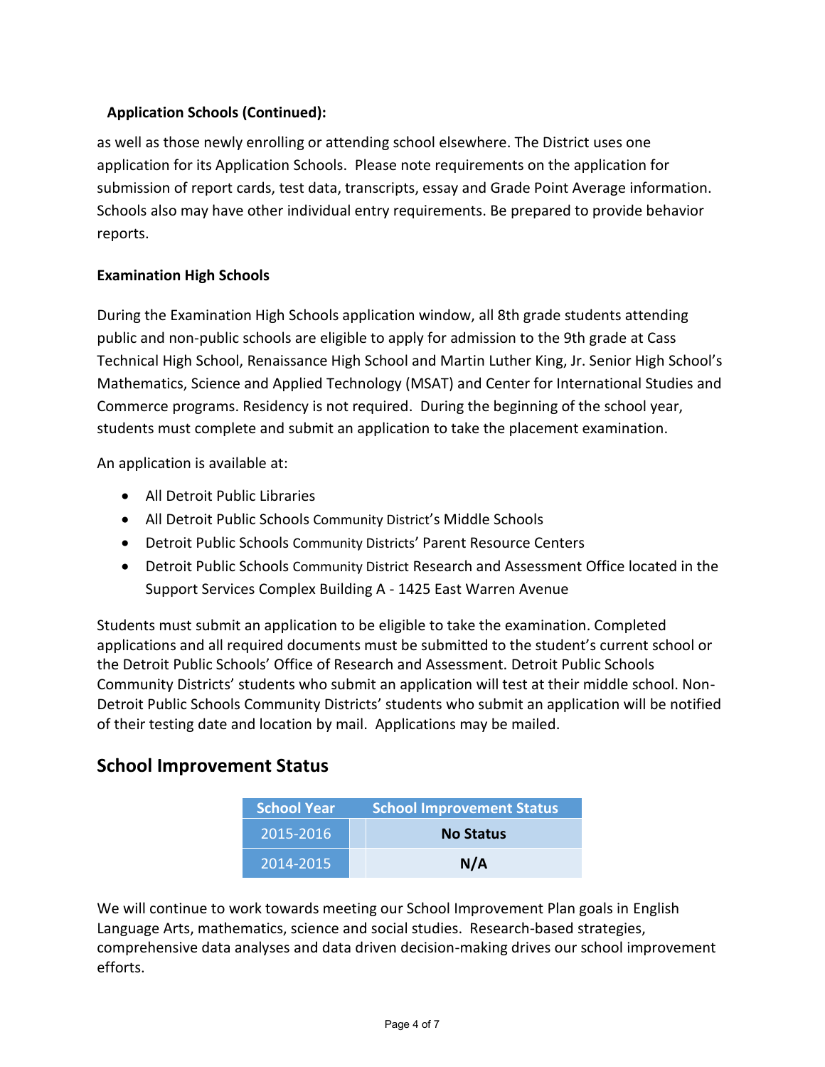**Application Schools (Continued):**

as well as those newly enrolling or attending school elsewhere. The District uses one application for its Application Schools. Please note requirements on the application for submission of report cards, test data, transcripts, essay and Grade Point Average information. Schools also may have other individual entry requirements. Be prepared to provide behavior reports.

**Examination High Schools**

During the Examination High Schools application window, all 8th grade students attending public and non-public schools are eligible to apply for admission to the 9th grade at Cass Technical High School, Renaissance High School and Martin Luther King, Jr. Senior High School's Mathematics, Science and Applied Technology (MSAT) and Center for International Studies and Commerce programs. Residency is not required. During the beginning of the school year, students must complete and submit an application to take the placement examination.

An application is available at:

- All Detroit Public Libraries
- All Detroit Public Schools Community District's Middle Schools
- Detroit Public Schools Community Districts' Parent Resource Centers
- Detroit Public Schools Community District Research and Assessment Office located in the Support Services Complex Building A - 1425 East Warren Avenue

Students must submit an application to be eligible to take the examination. Completed applications and all required documents must be submitted to the student's current school or the Detroit Public Schools' Office of Research and Assessment. Detroit Public Schools Community Districts' students who submit an application will test at their middle school. Non-Detroit Public Schools Community Districts' students who submit an application will be notified of their testing date and location by mail. Applications may be mailed.

## School Improvement Status

| School Year | School Improvement Status |
|---|---|
| 2015-2016 | **No Status** |
| 2014-2015 | **N/A** |

We will continue to work towards meeting our School Improvement Plan goals in English Language Arts, mathematics, science and social studies. Research-based strategies, comprehensive data analyses and data driven decision-making drives our school improvement efforts.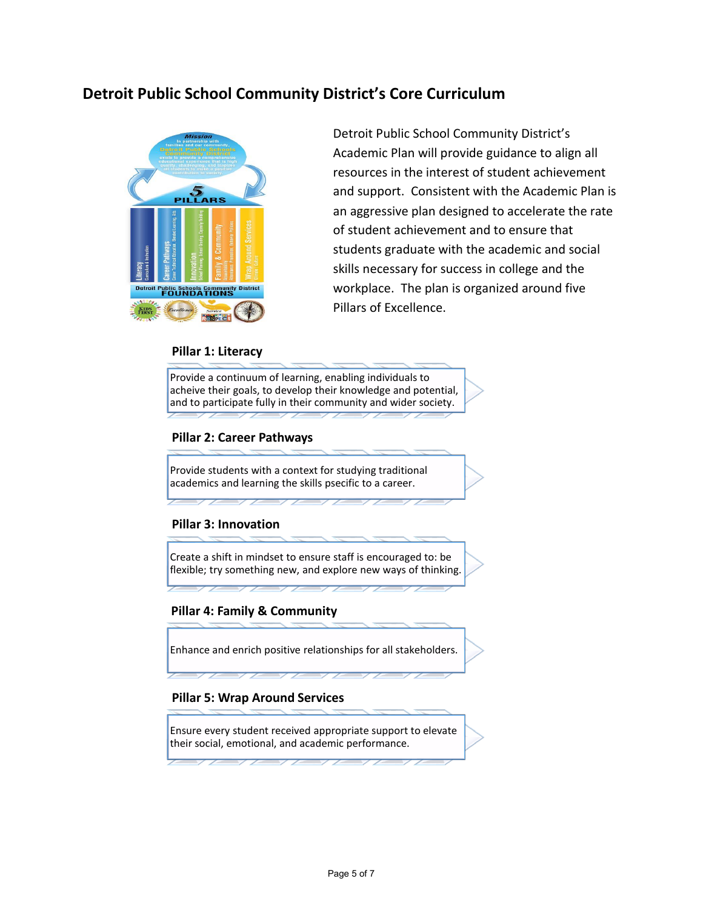# Detroit Public School Community District's Core Curriculum

Detroit Public School Community District's Academic Plan will provide guidance to align all resources in the interest of student achievement and support. Consistent with the Academic Plan is an aggressive plan designed to accelerate the rate of student achievement and to ensure that students graduate with the academic and social skills necessary for success in college and the workplace. The plan is organized around five Pillars of Excellence.

## Pillar 1: Literacy

Provide a continuum of learning, enabling individuals to acheive their goals, to develop their knowledge and potential, and to participate fully in their community and wider society.

## Pillar 2: Career Pathways

Provide students with a context for studying traditional academics and learning the skills psecific to a career.

## Pillar 3: Innovation

Create a shift in mindset to ensure staff is encouraged to: be flexible; try something new, and explore new ways of thinking.

## Pillar 4: Family & Community

Enhance and enrich positive relationships for all stakeholders.

## Pillar 5: Wrap Around Services

Ensure every student received appropriate support to elevate their social, emotional, and academic performance.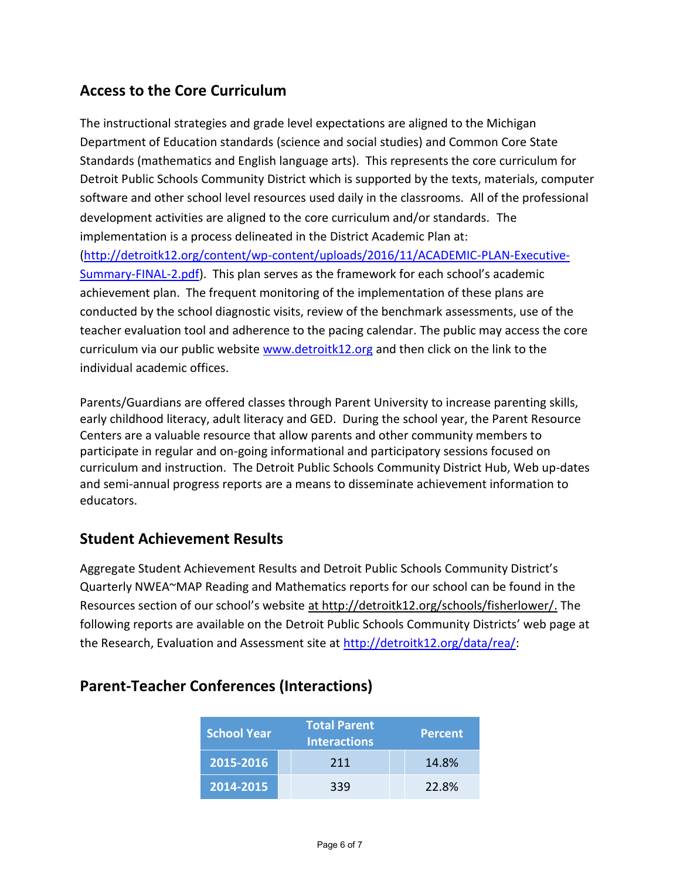## Access to the Core Curriculum

The instructional strategies and grade level expectations are aligned to the Michigan Department of Education standards (science and social studies) and Common Core State Standards (mathematics and English language arts). This represents the core curriculum for Detroit Public Schools Community District which is supported by the texts, materials, computer software and other school level resources used daily in the classrooms. All of the professional development activities are aligned to the core curriculum and/or standards. The implementation is a process delineated in the District Academic Plan at: (http://detroitk12.org/content/wp-content/uploads/2016/11/ACADEMIC-PLAN-Executive-Summary-FINAL-2.pdf). This plan serves as the framework for each school's academic achievement plan. The frequent monitoring of the implementation of these plans are conducted by the school diagnostic visits, review of the benchmark assessments, use of the teacher evaluation tool and adherence to the pacing calendar. The public may access the core curriculum via our public website www.detroitk12.org and then click on the link to the individual academic offices.

Parents/Guardians are offered classes through Parent University to increase parenting skills, early childhood literacy, adult literacy and GED. During the school year, the Parent Resource Centers are a valuable resource that allow parents and other community members to participate in regular and on-going informational and participatory sessions focused on curriculum and instruction. The Detroit Public Schools Community District Hub, Web up-dates and semi-annual progress reports are a means to disseminate achievement information to educators.

## Student Achievement Results

Aggregate Student Achievement Results and Detroit Public Schools Community District's Quarterly NWEA~MAP Reading and Mathematics reports for our school can be found in the Resources section of our school's website at http://detroitk12.org/schools/fisherlower/. The following reports are available on the Detroit Public Schools Community Districts' web page at the Research, Evaluation and Assessment site at http://detroitk12.org/data/rea/:

## Parent-Teacher Conferences (Interactions)

| School Year | Total Parent Interactions | Percent |
|---|---|---|
| 2015-2016 | 211 | 14.8% |
| 2014-2015 | 339 | 22.8% |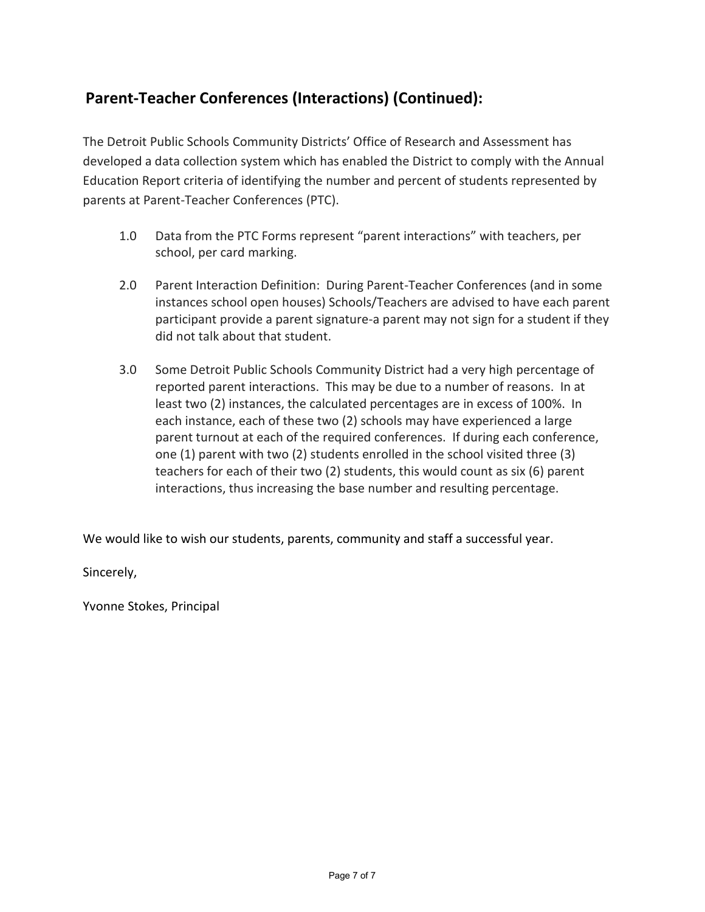## Parent-Teacher Conferences (Interactions) (Continued):

The Detroit Public Schools Community Districts' Office of Research and Assessment has developed a data collection system which has enabled the District to comply with the Annual Education Report criteria of identifying the number and percent of students represented by parents at Parent-Teacher Conferences (PTC).

1.0 Data from the PTC Forms represent "parent interactions" with teachers, per school, per card marking.

2.0 Parent Interaction Definition: During Parent-Teacher Conferences (and in some instances school open houses) Schools/Teachers are advised to have each parent participant provide a parent signature-a parent may not sign for a student if they did not talk about that student.

3.0 Some Detroit Public Schools Community District had a very high percentage of reported parent interactions. This may be due to a number of reasons. In at least two (2) instances, the calculated percentages are in excess of 100%. In each instance, each of these two (2) schools may have experienced a large parent turnout at each of the required conferences. If during each conference, one (1) parent with two (2) students enrolled in the school visited three (3) teachers for each of their two (2) students, this would count as six (6) parent interactions, thus increasing the base number and resulting percentage.

We would like to wish our students, parents, community and staff a successful year.

Sincerely,

Yvonne Stokes, Principal